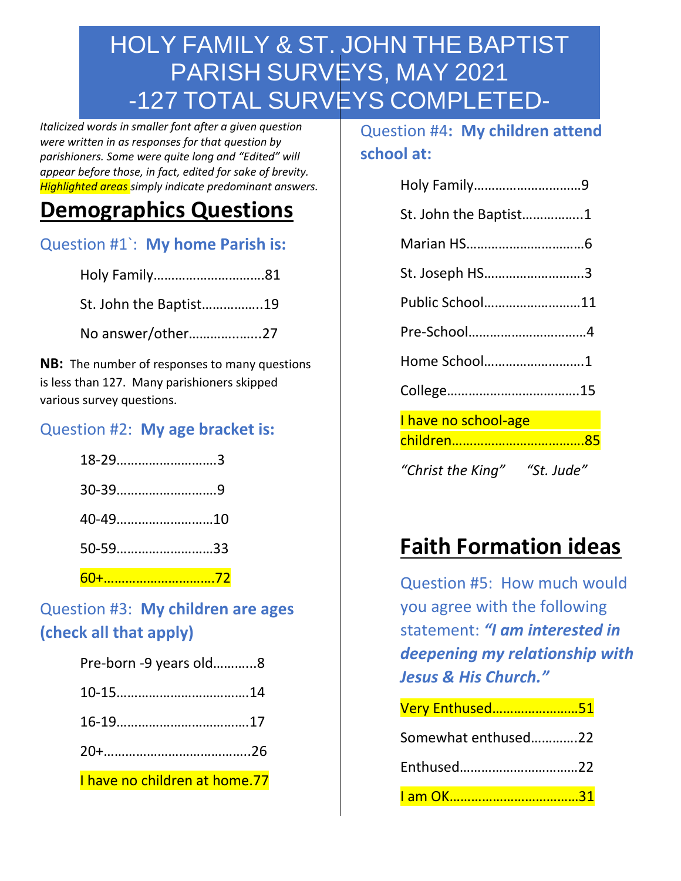# HOLY FAMILY & ST. JOHN THE BAPTIST PARISH SURVEYS, MAY 2021 -127 TOTAL SURVEYS COMPLETED-

*Italicized words in smaller font after a given question were written in as responses for that question by parishioners. Some were quite long and "Edited" will appear before those, in fact, edited for sake of brevity. Highlighted areas simply indicate predominant answers.*

## Demographics Questions

### Question #1`: **My home Parish is:**

Holy Family…………………………81

St. John the Baptist…………….19

No answer/other………………..27

**NB:** The number of responses to many questions is less than 127. Many parishioners skipped various survey questions.

### Question #2: **My age bracket is:**

18-29………………………3

30-39………………………9

40-49……………………..10

50-59……………………..33

60+…………………………72

### Question #3: **My children are ages (check all that apply)**

Pre-born -9 years old………..8

10-15………………………………14

16-19………………………………17

20+…………………………………..26

I have no children at home.77

### Question #4: **My children attend school at:**

Holy Family………………………..9

St. John the Baptist…………….1

Marian HS…………………………..6

St. Joseph HS………………………3

Public School……………………..11

Pre-School…………………………..4

Home School……………………….1

College……………………………….15

I have no school-age children………………………………85

*"Christ the King"* *"St. Jude"*

## Faith Formation ideas

### Question #5: How much would you agree with the following statement: ***"I am interested in deepening my relationship with Jesus & His Church."***

Very Enthused……………………51

Somewhat enthused…………22

Enthused……………………………22

I am OK………………………………31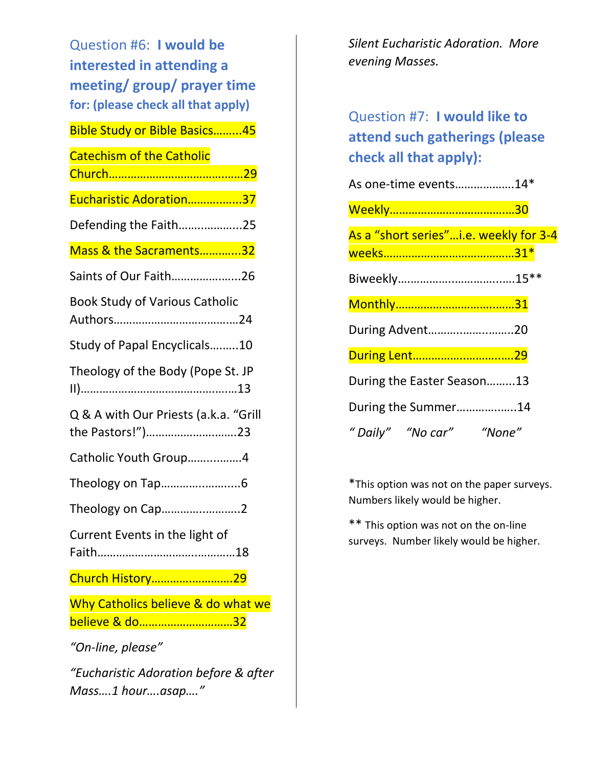## Question #6: **I would be interested in attending a meeting/ group/ prayer time for: (please check all that apply)**

Bible Study or Bible Basics………45

Catechism of the Catholic Church……………………………………29

Eucharistic Adoration……………..37

Defending the Faith………………..25

Mass & the Sacraments…………..32

Saints of Our Faith…………………26

Book Study of Various Catholic Authors…………………………………24

Study of Papal Encyclicals………10

Theology of the Body (Pope St. JP II)…………………………………………13

Q & A with Our Priests (a.k.a. "Grill the Pastors!")………………………..23

Catholic Youth Group……………..4

Theology on Tap…………………….6

Theology on Cap…………………….2

Current Events in the light of Faith………………………………………18

Church History……………………..29

Why Catholics believe & do what we believe & do…………………………32

*"On-line, please"*

*"Eucharistic Adoration before & after Mass….1 hour….asap…."*

*Silent Eucharistic Adoration. More evening Masses.*

## Question #7: **I would like to attend such gatherings (please check all that apply):**

As one-time events………………14*

Weekly…………………………………30

As a "short series"…i.e. weekly for 3-4 weeks……………………………………31*

Biweekly………………………………15**

Monthly……………………………….31

During Advent………………………20

During Lent………………………….29

During the Easter Season………13

During the Summer………………14

*" Daily"    "No car"    "None"*

*This option was not on the paper surveys. Numbers likely would be higher.

** This option was not on the on-line surveys. Number likely would be higher.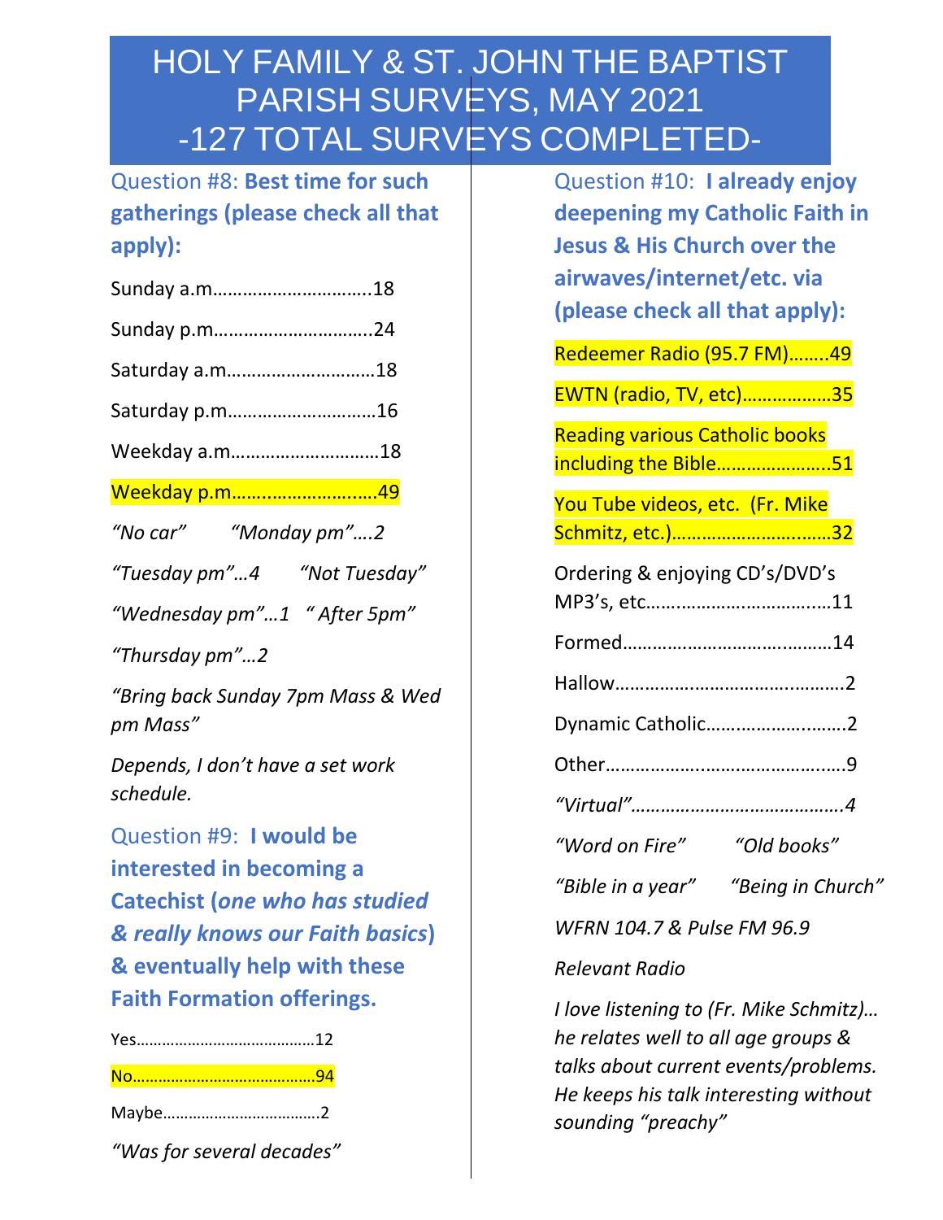# HOLY FAMILY & ST. JOHN THE BAPTIST PARISH SURVEYS, MAY 2021 -127 TOTAL SURVEYS COMPLETED-

## Question #8: **Best time for such gatherings (please check all that apply):**

Sunday a.m………………………….18

Sunday p.m………………………….24

Saturday a.m………………………..18

Saturday p.m………………………..16

Weekday a.m………………………..18

Weekday p.m………………………..49

*"No car"* *"Monday pm"….2*

*"Tuesday pm"…4* *"Not Tuesday"*

*"Wednesday pm"…1* *" After 5pm"*

*"Thursday pm"…2*

*"Bring back Sunday 7pm Mass & Wed pm Mass"*

*Depends, I don't have a set work schedule.*

## Question #9: **I would be interested in becoming a Catechist (*one who has studied & really knows our Faith basics*) & eventually help with these Faith Formation offerings.**

Yes……………………………………12

No……………………………………..94

Maybe………………………………..2

*"Was for several decades"*

## Question #10: **I already enjoy deepening my Catholic Faith in Jesus & His Church over the airwaves/internet/etc. via (please check all that apply):**

Redeemer Radio (95.7 FM)……..49

EWTN (radio, TV, etc)……………..35

Reading various Catholic books including the Bible…………………..51

You Tube videos, etc. (Fr. Mike Schmitz, etc.)…………………………..32

Ordering & enjoying CD's/DVD's MP3's, etc……………………………..11

Formed……………………………………14

Hallow……………………………………..2

Dynamic Catholic……………………….2

Other…………………………………………9

*"Virtual"……………………………………4*

*"Word on Fire"* *"Old books"*

*"Bible in a year"* *"Being in Church"*

*WFRN 104.7 & Pulse FM 96.9*

*Relevant Radio*

*I love listening to (Fr. Mike Schmitz)… he relates well to all age groups & talks about current events/problems. He keeps his talk interesting without sounding "preachy"*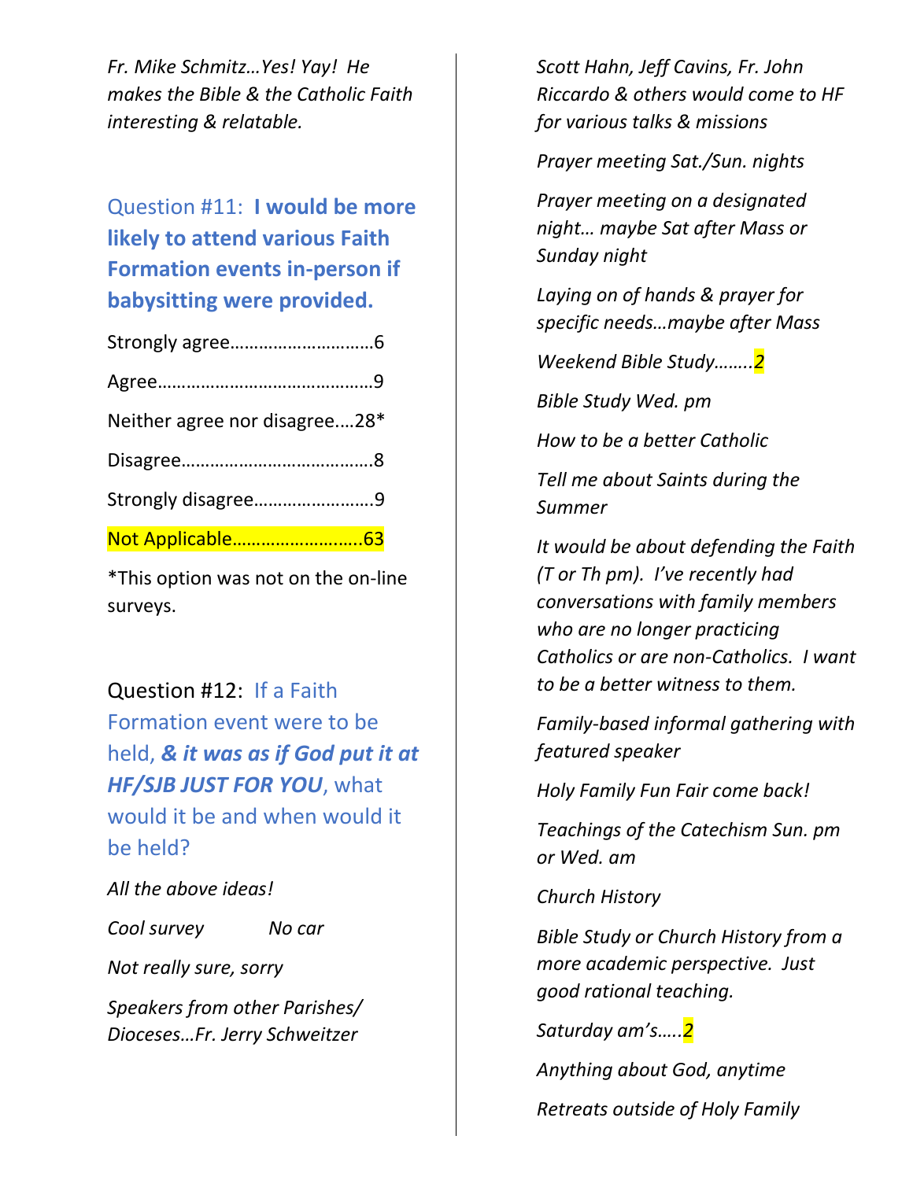*Fr. Mike Schmitz…Yes! Yay! He makes the Bible & the Catholic Faith interesting & relatable.*

## Question #11: **I would be more likely to attend various Faith Formation events in-person if babysitting were provided.**

Strongly agree……………………….6

Agree……………………………………9

Neither agree nor disagree.…28*

Disagree……………………………….8

Strongly disagree……………………9

Not Applicable……………………..63

*This option was not on the on-line surveys.

## Question #12: If a Faith Formation event were to be held, ***& it was as if God put it at HF/SJB JUST FOR YOU***, what would it be and when would it be held?

*All the above ideas!*

*Cool survey*

*No car*

*Not really sure, sorry*

*Speakers from other Parishes/ Dioceses…Fr. Jerry Schweitzer*

*Scott Hahn, Jeff Cavins, Fr. John Riccardo & others would come to HF for various talks & missions*

*Prayer meeting Sat./Sun. nights*

*Prayer meeting on a designated night… maybe Sat after Mass or Sunday night*

*Laying on of hands & prayer for specific needs…maybe after Mass*

*Weekend Bible Study……..2*

*Bible Study Wed. pm*

*How to be a better Catholic*

*Tell me about Saints during the Summer*

*It would be about defending the Faith (T or Th pm). I've recently had conversations with family members who are no longer practicing Catholics or are non-Catholics. I want to be a better witness to them.*

*Family-based informal gathering with featured speaker*

*Holy Family Fun Fair come back!*

*Teachings of the Catechism Sun. pm or Wed. am*

*Church History*

*Bible Study or Church History from a more academic perspective. Just good rational teaching.*

*Saturday am's…..2*

*Anything about God, anytime*

*Retreats outside of Holy Family*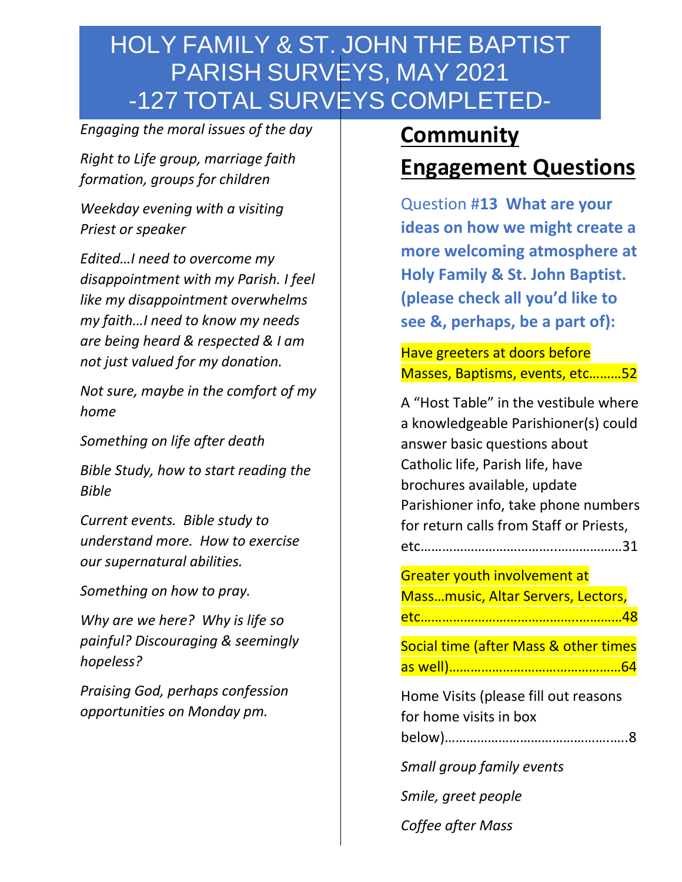# HOLY FAMILY & ST. JOHN THE BAPTIST PARISH SURVEYS, MAY 2021 -127 TOTAL SURVEYS COMPLETED-

*Engaging the moral issues of the day*

*Right to Life group, marriage faith formation, groups for children*

*Weekday evening with a visiting Priest or speaker*

*Edited…I need to overcome my disappointment with my Parish. I feel like my disappointment overwhelms my faith…I need to know my needs are being heard & respected & I am not just valued for my donation.*

*Not sure, maybe in the comfort of my home*

*Something on life after death*

*Bible Study, how to start reading the Bible*

*Current events. Bible study to understand more. How to exercise our supernatural abilities.*

*Something on how to pray.*

*Why are we here? Why is life so painful? Discouraging & seemingly hopeless?*

*Praising God, perhaps confession opportunities on Monday pm.*

## Community Engagement Questions

**Question #13 What are your ideas on how we might create a more welcoming atmosphere at Holy Family & St. John Baptist. (please check all you'd like to see &, perhaps, be a part of):**

Have greeters at doors before Masses, Baptisms, events, etc………52

A "Host Table" in the vestibule where a knowledgeable Parishioner(s) could answer basic questions about Catholic life, Parish life, have brochures available, update Parishioner info, take phone numbers for return calls from Staff or Priests, etc………………………………………………31

Greater youth involvement at Mass…music, Altar Servers, Lectors, etc………………………………………………48

Social time (after Mass & other times as well)…………………………………………64

Home Visits (please fill out reasons for home visits in box below)…………………………………………..8

*Small group family events*

*Smile, greet people*

*Coffee after Mass*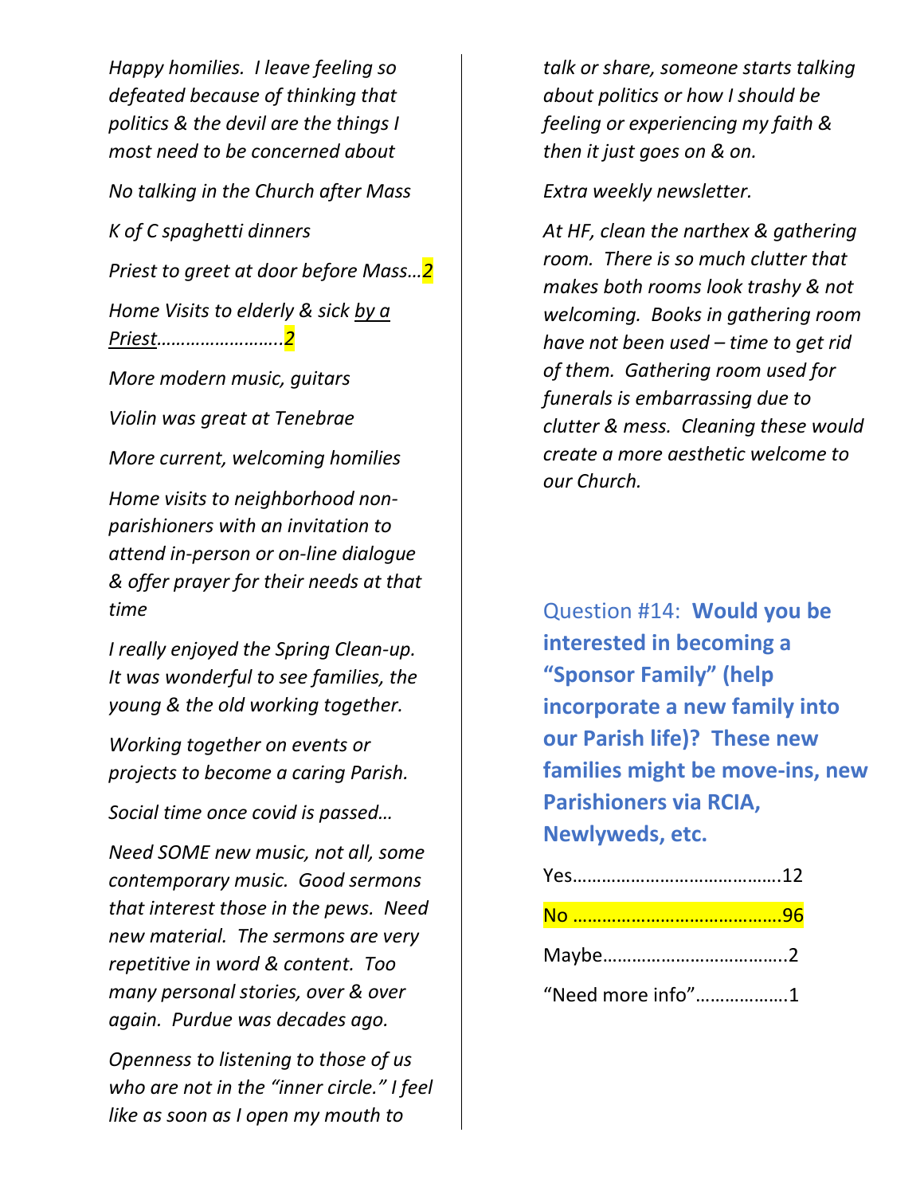*Happy homilies. I leave feeling so defeated because of thinking that politics & the devil are the things I most need to be concerned about*

*No talking in the Church after Mass*

*K of C spaghetti dinners*

*Priest to greet at door before Mass…2*

*Home Visits to elderly & sick by a Priest……………………..2*

*More modern music, guitars*

*Violin was great at Tenebrae*

*More current, welcoming homilies*

*Home visits to neighborhood non-parishioners with an invitation to attend in-person or on-line dialogue & offer prayer for their needs at that time*

*I really enjoyed the Spring Clean-up. It was wonderful to see families, the young & the old working together.*

*Working together on events or projects to become a caring Parish.*

*Social time once covid is passed…*

*Need SOME new music, not all, some contemporary music. Good sermons that interest those in the pews. Need new material. The sermons are very repetitive in word & content. Too many personal stories, over & over again. Purdue was decades ago.*

*Openness to listening to those of us who are not in the "inner circle." I feel like as soon as I open my mouth to talk or share, someone starts talking about politics or how I should be feeling or experiencing my faith & then it just goes on & on.*

*Extra weekly newsletter.*

*At HF, clean the narthex & gathering room. There is so much clutter that makes both rooms look trashy & not welcoming. Books in gathering room have not been used – time to get rid of them. Gathering room used for funerals is embarrassing due to clutter & mess. Cleaning these would create a more aesthetic welcome to our Church.*

## Question #14: **Would you be interested in becoming a "Sponsor Family" (help incorporate a new family into our Parish life)? These new families might be move-ins, new Parishioners via RCIA, Newlyweds, etc.**

Yes…………………………………….12

No …………………………………….96

Maybe……………………………….2

"Need more info"……………….1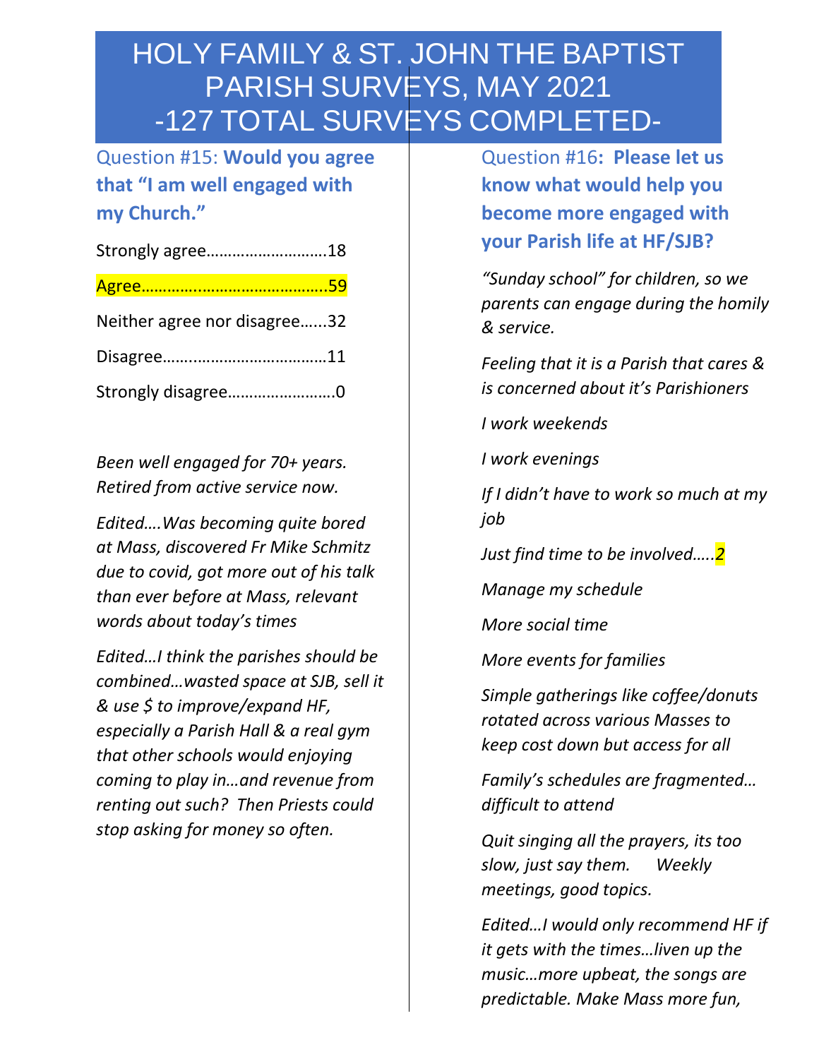# HOLY FAMILY & ST. JOHN THE BAPTIST PARISH SURVEYS, MAY 2021 -127 TOTAL SURVEYS COMPLETED-

Question #15: **Would you agree that "I am well engaged with my Church."**

Strongly agree……………………….18

Agree……………………………………..59

Neither agree nor disagree…...32

Disagree…….…………………………11

Strongly disagree……………………0

*Been well engaged for 70+ years. Retired from active service now.*

*Edited….Was becoming quite bored at Mass, discovered Fr Mike Schmitz due to covid, got more out of his talk than ever before at Mass, relevant words about today's times*

*Edited…I think the parishes should be combined…wasted space at SJB, sell it & use $ to improve/expand HF, especially a Parish Hall & a real gym that other schools would enjoying coming to play in…and revenue from renting out such? Then Priests could stop asking for money so often.*

Question #16**: Please let us know what would help you become more engaged with your Parish life at HF/SJB?**

*"Sunday school" for children, so we parents can engage during the homily & service.*

*Feeling that it is a Parish that cares & is concerned about it's Parishioners*

*I work weekends*

*I work evenings*

*If I didn't have to work so much at my job*

*Just find time to be involved…..2*

*Manage my schedule*

*More social time*

*More events for families*

*Simple gatherings like coffee/donuts rotated across various Masses to keep cost down but access for all*

*Family's schedules are fragmented… difficult to attend*

*Quit singing all the prayers, its too slow, just say them. Weekly meetings, good topics.*

*Edited…I would only recommend HF if it gets with the times…liven up the music…more upbeat, the songs are predictable. Make Mass more fun,*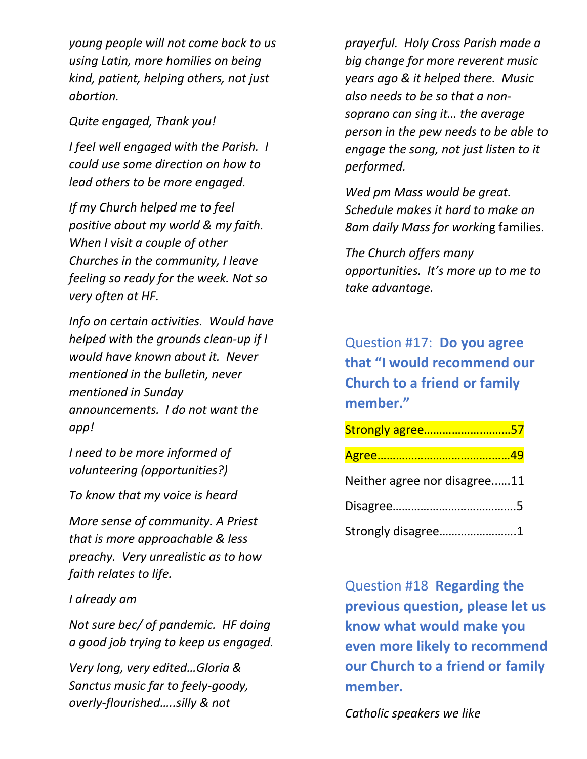*young people will not come back to us using Latin, more homilies on being kind, patient, helping others, not just abortion.*

*Quite engaged, Thank you!*

*I feel well engaged with the Parish. I could use some direction on how to lead others to be more engaged.*

*If my Church helped me to feel positive about my world & my faith. When I visit a couple of other Churches in the community, I leave feeling so ready for the week. Not so very often at HF.*

*Info on certain activities. Would have helped with the grounds clean-up if I would have known about it. Never mentioned in the bulletin, never mentioned in Sunday announcements. I do not want the app!*

*I need to be more informed of volunteering (opportunities?)*

*To know that my voice is heard*

*More sense of community. A Priest that is more approachable & less preachy. Very unrealistic as to how faith relates to life.*

*I already am*

*Not sure bec/ of pandemic. HF doing a good job trying to keep us engaged.*

*Very long, very edited…Gloria & Sanctus music far to feely-goody, overly-flourished…..silly & not prayerful. Holy Cross Parish made a big change for more reverent music years ago & it helped there. Music also needs to be so that a non-soprano can sing it… the average person in the pew needs to be able to engage the song, not just listen to it performed.*

*Wed pm Mass would be great. Schedule makes it hard to make an 8am daily Mass for work*ing families.

*The Church offers many opportunities. It's more up to me to take advantage.*

## Question #17: **Do you agree that "I would recommend our Church to a friend or family member."**

Strongly agree……………………….57

Agree…………………………………….49

Neither agree nor disagree……11

Disagree…………………………………5

Strongly disagree……………………1

## Question #18 **Regarding the previous question, please let us know what would make you even more likely to recommend our Church to a friend or family member.**

*Catholic speakers we like*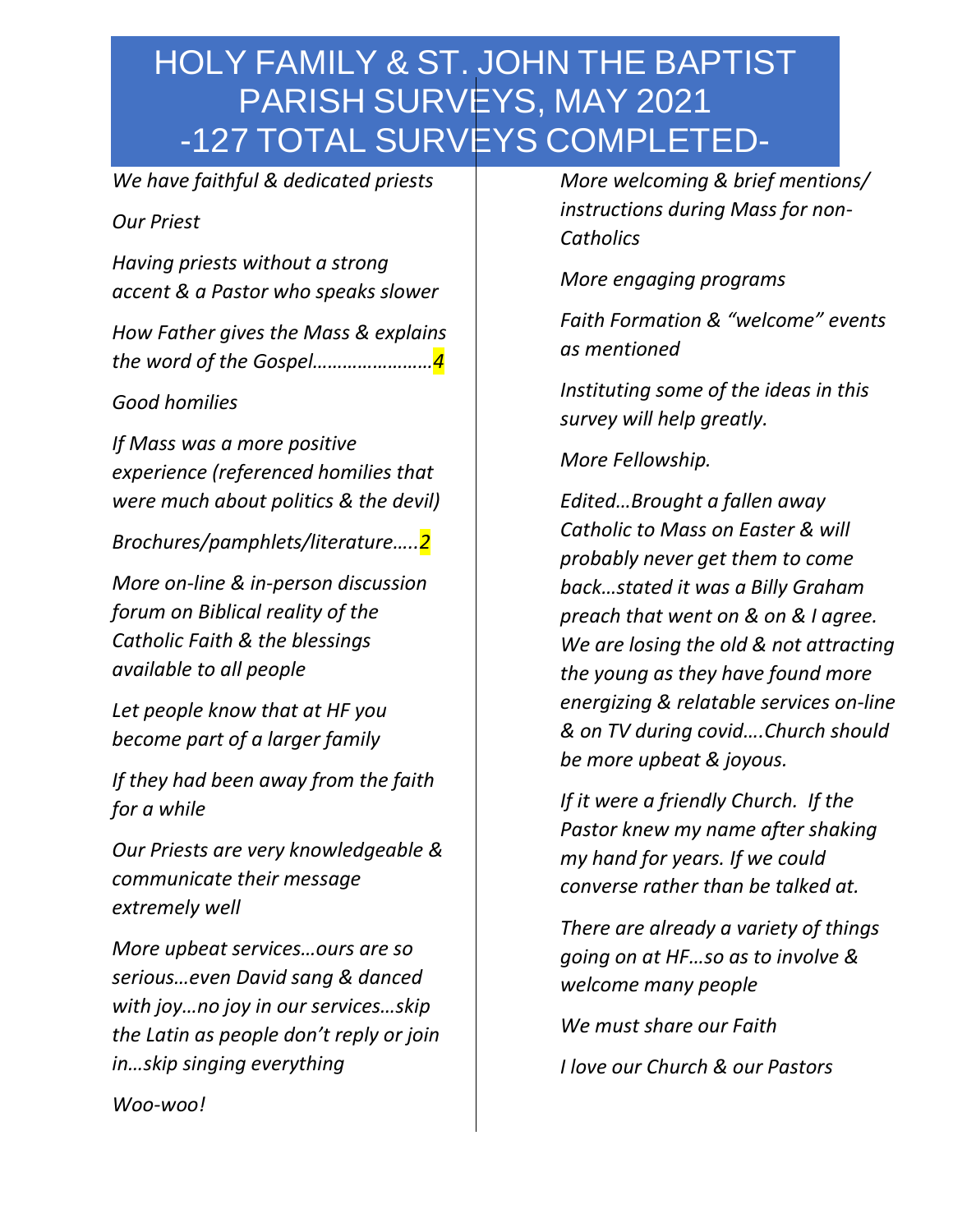# HOLY FAMILY & ST. JOHN THE BAPTIST PARISH SURVEYS, MAY 2021 -127 TOTAL SURVEYS COMPLETED-

*We have faithful & dedicated priests*

*Our Priest*

*Having priests without a strong accent & a Pastor who speaks slower*

*How Father gives the Mass & explains the word of the Gospel……………………4*

*Good homilies*

*If Mass was a more positive experience (referenced homilies that were much about politics & the devil)*

*Brochures/pamphlets/literature…..2*

*More on-line & in-person discussion forum on Biblical reality of the Catholic Faith & the blessings available to all people*

*Let people know that at HF you become part of a larger family*

*If they had been away from the faith for a while*

*Our Priests are very knowledgeable & communicate their message extremely well*

*More upbeat services…ours are so serious…even David sang & danced with joy…no joy in our services…skip the Latin as people don't reply or join in…skip singing everything*

*Woo-woo!*

*More welcoming & brief mentions/ instructions during Mass for non-Catholics*

*More engaging programs*

*Faith Formation & "welcome" events as mentioned*

*Instituting some of the ideas in this survey will help greatly.*

*More Fellowship.*

*Edited…Brought a fallen away Catholic to Mass on Easter & will probably never get them to come back…stated it was a Billy Graham preach that went on & on & I agree. We are losing the old & not attracting the young as they have found more energizing & relatable services on-line & on TV during covid….Church should be more upbeat & joyous.*

*If it were a friendly Church. If the Pastor knew my name after shaking my hand for years. If we could converse rather than be talked at.*

*There are already a variety of things going on at HF…so as to involve & welcome many people*

*We must share our Faith*

*I love our Church & our Pastors*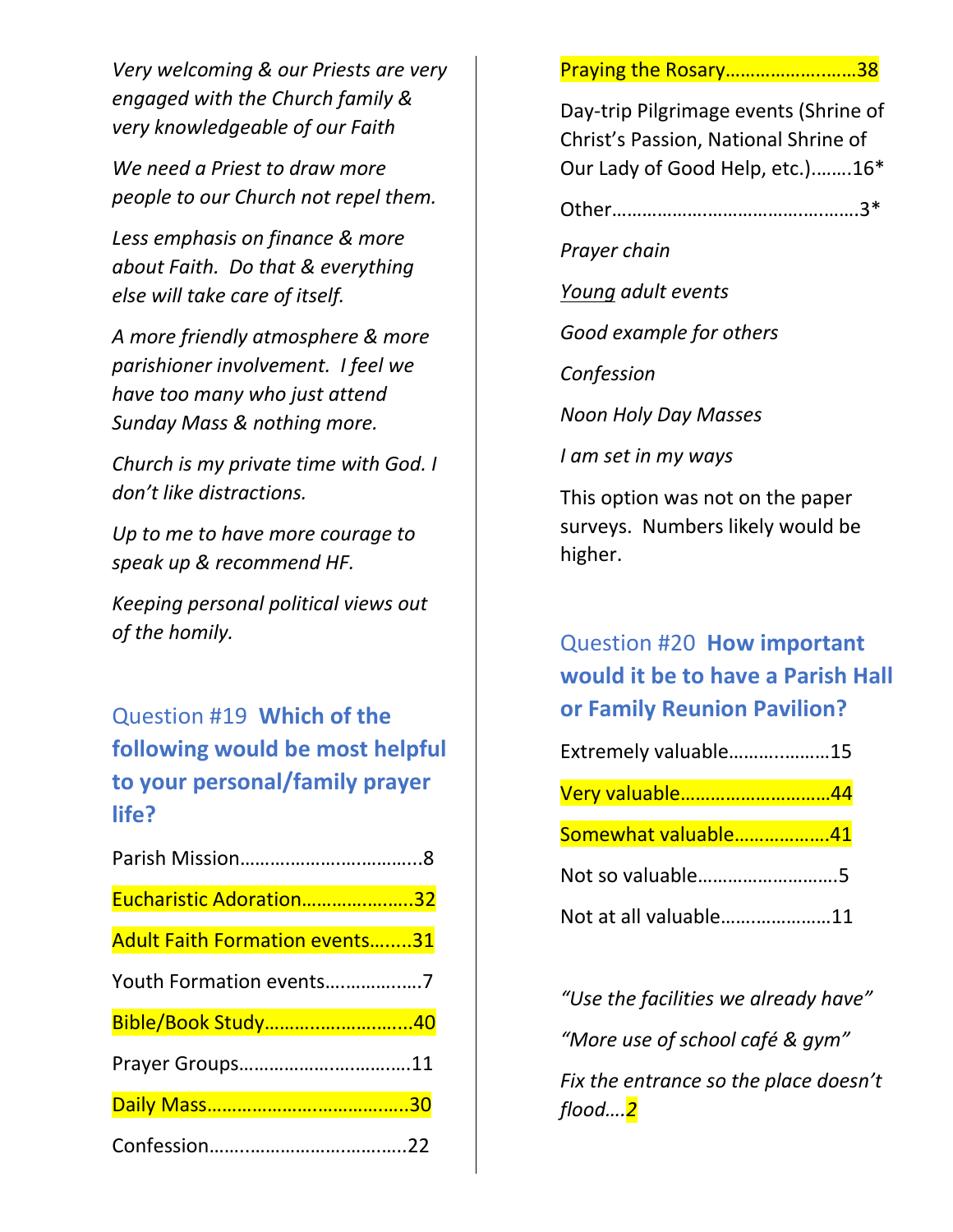*Very welcoming & our Priests are very engaged with the Church family & very knowledgeable of our Faith*

*We need a Priest to draw more people to our Church not repel them.*

*Less emphasis on finance & more about Faith. Do that & everything else will take care of itself.*

*A more friendly atmosphere & more parishioner involvement. I feel we have too many who just attend Sunday Mass & nothing more.*

*Church is my private time with God. I don't like distractions.*

*Up to me to have more courage to speak up & recommend HF.*

*Keeping personal political views out of the homily.*

## Question #19 **Which of the following would be most helpful to your personal/family prayer life?**

Parish Mission……………………………..8

Eucharistic Adoration………………….32

Adult Faith Formation events……..31

Youth Formation events………………7

Bible/Book Study………………………..40

Prayer Groups…………………………….11

Daily Mass…………………………………30

Confession………………………………..22

Praying the Rosary…………………….38

Day-trip Pilgrimage events (Shrine of Christ's Passion, National Shrine of Our Lady of Good Help, etc.)……..16*

Other…………………………………………3*

*Prayer chain*

*Young adult events*

*Good example for others*

*Confession*

*Noon Holy Day Masses*

*I am set in my ways*

This option was not on the paper surveys. Numbers likely would be higher.

## Question #20 **How important would it be to have a Parish Hall or Family Reunion Pavilion?**

Extremely valuable………………15

Very valuable……………………….44

Somewhat valuable………………41

Not so valuable……………………..5

Not at all valuable…………………11

*"Use the facilities we already have"*

*"More use of school café & gym"*

*Fix the entrance so the place doesn't flood….2*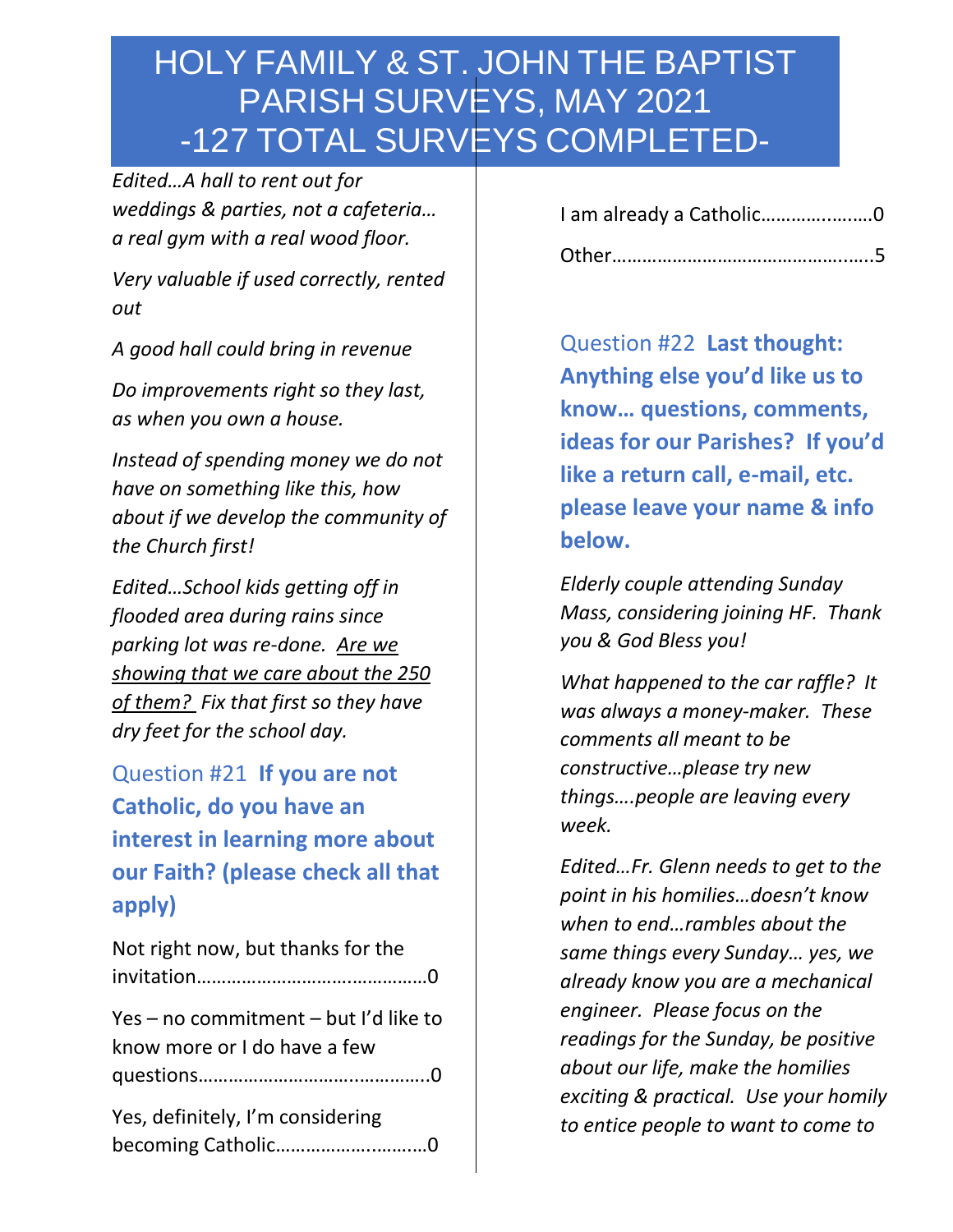# HOLY FAMILY & ST. JOHN THE BAPTIST PARISH SURVEYS, MAY 2021 -127 TOTAL SURVEYS COMPLETED-

*Edited…A hall to rent out for weddings & parties, not a cafeteria… a real gym with a real wood floor.*

*Very valuable if used correctly, rented out*

*A good hall could bring in revenue*

*Do improvements right so they last, as when you own a house.*

*Instead of spending money we do not have on something like this, how about if we develop the community of the Church first!*

*Edited…School kids getting off in flooded area during rains since parking lot was re-done. <u>Are we showing that we care about the 250 of them?</u> Fix that first so they have dry feet for the school day.*

## Question #21 **If you are not Catholic, do you have an interest in learning more about our Faith? (please check all that apply)**

Not right now, but thanks for the invitation……………………………….………0

Yes – no commitment – but I'd like to know more or I do have a few questions…………………………..………..0

Yes, definitely, I'm considering becoming Catholic……………….………0

I am already a Catholic…………..……0

Other……………………………………..…..5

## Question #22 **Last thought: Anything else you'd like us to know… questions, comments, ideas for our Parishes? If you'd like a return call, e-mail, etc. please leave your name & info below.**

*Elderly couple attending Sunday Mass, considering joining HF. Thank you & God Bless you!*

*What happened to the car raffle? It was always a money-maker. These comments all meant to be constructive…please try new things….people are leaving every week.*

*Edited…Fr. Glenn needs to get to the point in his homilies…doesn't know when to end…rambles about the same things every Sunday… yes, we already know you are a mechanical engineer. Please focus on the readings for the Sunday, be positive about our life, make the homilies exciting & practical. Use your homily to entice people to want to come to*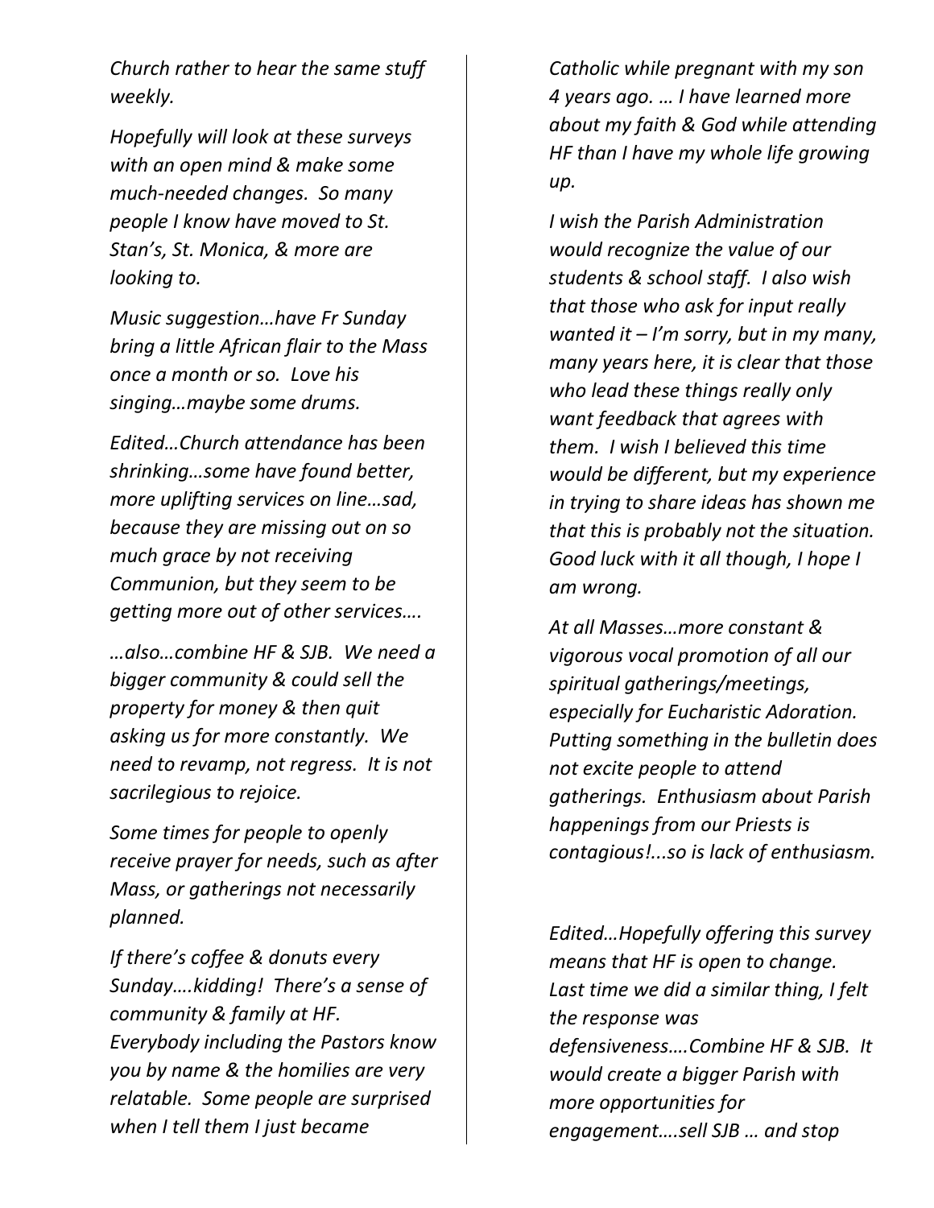*Church rather to hear the same stuff weekly.*

*Hopefully will look at these surveys with an open mind & make some much-needed changes. So many people I know have moved to St. Stan's, St. Monica, & more are looking to.*

*Music suggestion…have Fr Sunday bring a little African flair to the Mass once a month or so. Love his singing…maybe some drums.*

*Edited…Church attendance has been shrinking…some have found better, more uplifting services on line…sad, because they are missing out on so much grace by not receiving Communion, but they seem to be getting more out of other services….*

*…also…combine HF & SJB. We need a bigger community & could sell the property for money & then quit asking us for more constantly. We need to revamp, not regress. It is not sacrilegious to rejoice.*

*Some times for people to openly receive prayer for needs, such as after Mass, or gatherings not necessarily planned.*

*If there's coffee & donuts every Sunday….kidding! There's a sense of community & family at HF. Everybody including the Pastors know you by name & the homilies are very relatable. Some people are surprised when I tell them I just became Catholic while pregnant with my son 4 years ago. … I have learned more about my faith & God while attending HF than I have my whole life growing up.*

*I wish the Parish Administration would recognize the value of our students & school staff. I also wish that those who ask for input really wanted it – I'm sorry, but in my many, many years here, it is clear that those who lead these things really only want feedback that agrees with them. I wish I believed this time would be different, but my experience in trying to share ideas has shown me that this is probably not the situation. Good luck with it all though, I hope I am wrong.*

*At all Masses…more constant & vigorous vocal promotion of all our spiritual gatherings/meetings, especially for Eucharistic Adoration. Putting something in the bulletin does not excite people to attend gatherings. Enthusiasm about Parish happenings from our Priests is contagious!...so is lack of enthusiasm.*

*Edited…Hopefully offering this survey means that HF is open to change. Last time we did a similar thing, I felt the response was defensiveness….Combine HF & SJB. It would create a bigger Parish with more opportunities for engagement….sell SJB … and stop*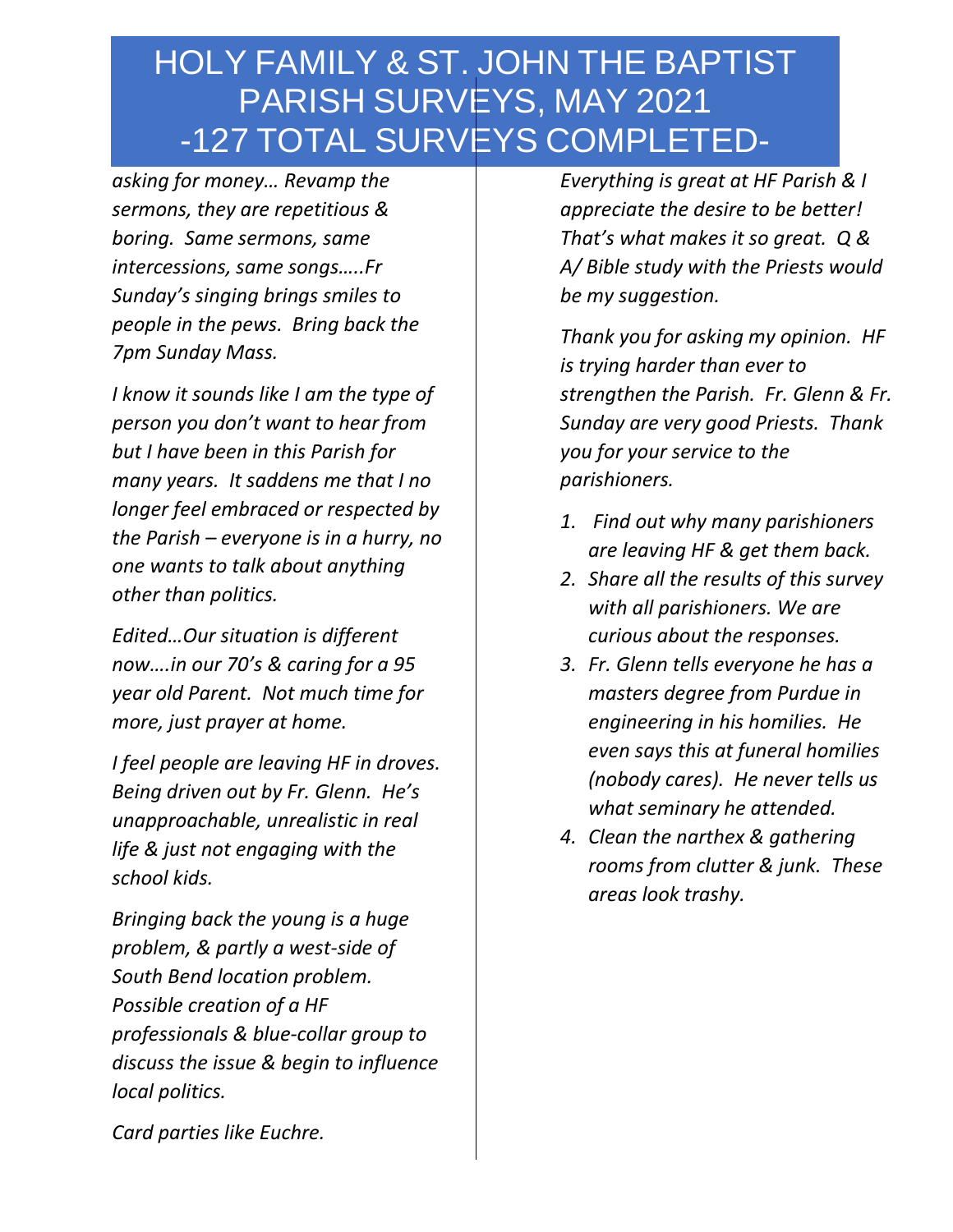# HOLY FAMILY & ST. JOHN THE BAPTIST PARISH SURVEYS, MAY 2021 -127 TOTAL SURVEYS COMPLETED-

*asking for money… Revamp the sermons, they are repetitious & boring. Same sermons, same intercessions, same songs…..Fr Sunday's singing brings smiles to people in the pews. Bring back the 7pm Sunday Mass.*

*I know it sounds like I am the type of person you don't want to hear from but I have been in this Parish for many years. It saddens me that I no longer feel embraced or respected by the Parish – everyone is in a hurry, no one wants to talk about anything other than politics.*

*Edited…Our situation is different now….in our 70's & caring for a 95 year old Parent. Not much time for more, just prayer at home.*

*I feel people are leaving HF in droves. Being driven out by Fr. Glenn. He's unapproachable, unrealistic in real life & just not engaging with the school kids.*

*Bringing back the young is a huge problem, & partly a west-side of South Bend location problem. Possible creation of a HF professionals & blue-collar group to discuss the issue & begin to influence local politics.*

*Card parties like Euchre.*

*Everything is great at HF Parish & I appreciate the desire to be better! That's what makes it so great. Q & A/ Bible study with the Priests would be my suggestion.*

*Thank you for asking my opinion. HF is trying harder than ever to strengthen the Parish. Fr. Glenn & Fr. Sunday are very good Priests. Thank you for your service to the parishioners.*

1. *Find out why many parishioners are leaving HF & get them back.*
2. *Share all the results of this survey with all parishioners. We are curious about the responses.*
3. *Fr. Glenn tells everyone he has a masters degree from Purdue in engineering in his homilies. He even says this at funeral homilies (nobody cares). He never tells us what seminary he attended.*
4. *Clean the narthex & gathering rooms from clutter & junk. These areas look trashy.*